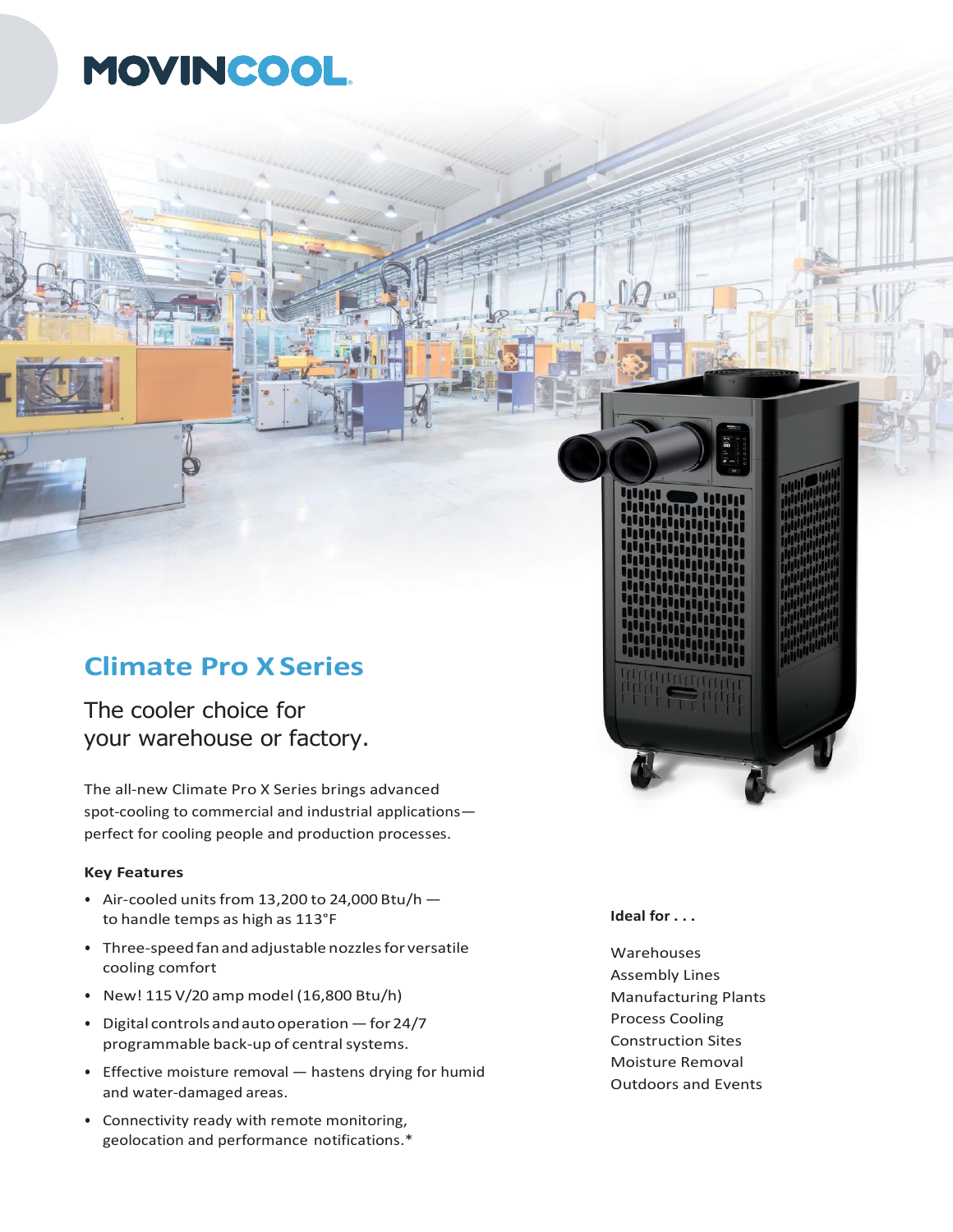# MOVINCOOL

## Climate Pro X Series

The cooler choice for your warehouse or factory.

The all-new Climate Pro X Series brings advanced spot-cooling to commercial and industrial applications—perfect for cooling people and production processes.

**Key Features**

- Air-cooled units from 13,200 to 24,000 Btu/h — to handle temps as high as 113°F
- Three-speed fan and adjustable nozzles for versatile cooling comfort
- New! 115 V/20 amp model (16,800 Btu/h)
- Digital controls and auto operation — for 24/7 programmable back-up of central systems.
- Effective moisture removal — hastens drying for humid and water-damaged areas.
- Connectivity ready with remote monitoring, geolocation and performance notifications.*

**Ideal for . . .**

Warehouses
Assembly Lines
Manufacturing Plants
Process Cooling
Construction Sites
Moisture Removal
Outdoors and Events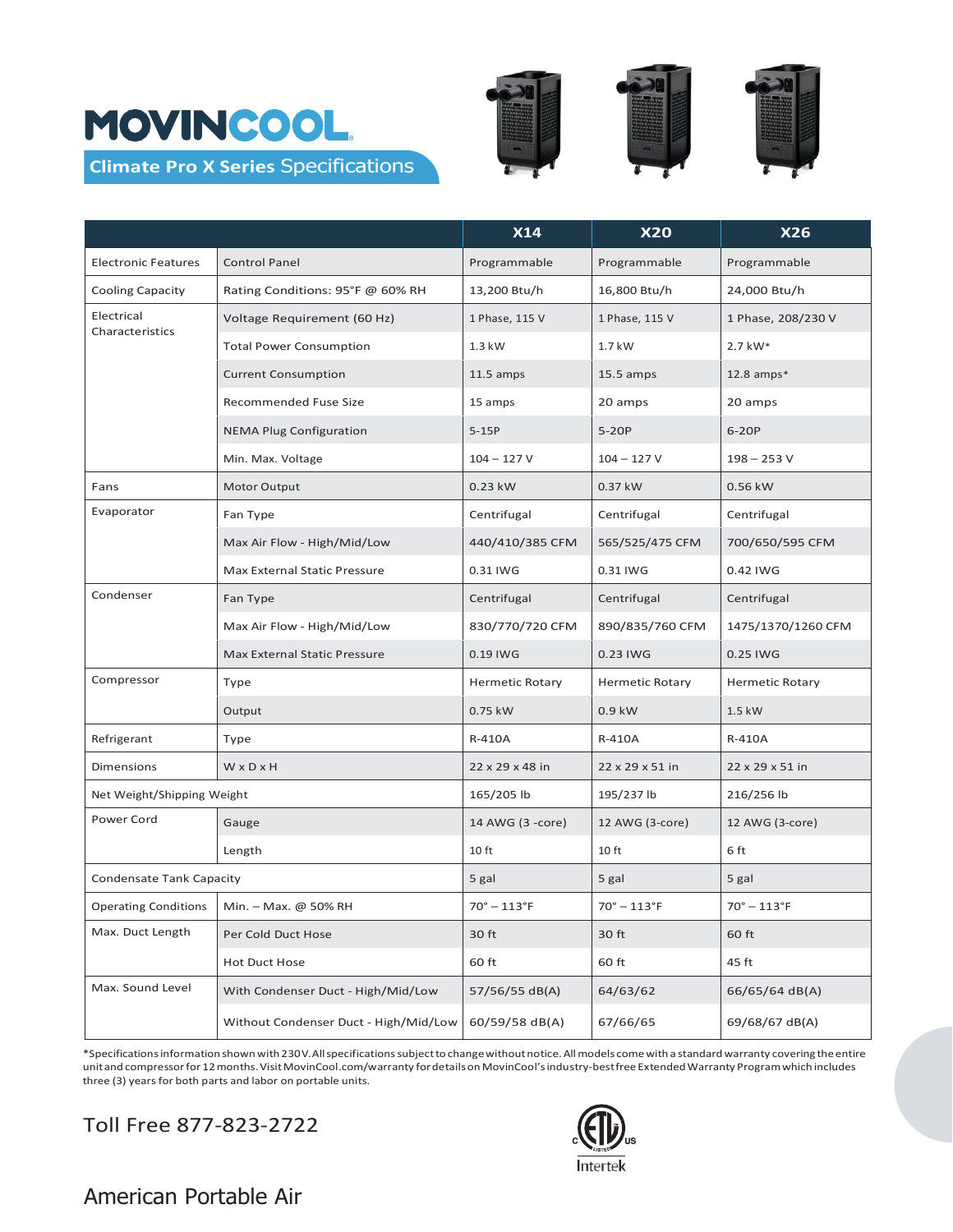# MOVINCOOL

## Climate Pro X Series Specifications

| | | X14 | X20 | X26 |
|---|---|---|---|---|
| Electronic Features | Control Panel | Programmable | Programmable | Programmable |
| Cooling Capacity | Rating Conditions: 95°F @ 60% RH | 13,200 Btu/h | 16,800 Btu/h | 24,000 Btu/h |
| Electrical Characteristics | Voltage Requirement (60 Hz) | 1 Phase, 115 V | 1 Phase, 115 V | 1 Phase, 208/230 V |
| | Total Power Consumption | 1.3 kW | 1.7 kW | 2.7 kW* |
| | Current Consumption | 11.5 amps | 15.5 amps | 12.8 amps* |
| | Recommended Fuse Size | 15 amps | 20 amps | 20 amps |
| | NEMA Plug Configuration | 5-15P | 5-20P | 6-20P |
| | Min. Max. Voltage | 104 – 127 V | 104 – 127 V | 198 – 253 V |
| Fans | Motor Output | 0.23 kW | 0.37 kW | 0.56 kW |
| Evaporator | Fan Type | Centrifugal | Centrifugal | Centrifugal |
| | Max Air Flow - High/Mid/Low | 440/410/385 CFM | 565/525/475 CFM | 700/650/595 CFM |
| | Max External Static Pressure | 0.31 IWG | 0.31 IWG | 0.42 IWG |
| Condenser | Fan Type | Centrifugal | Centrifugal | Centrifugal |
| | Max Air Flow - High/Mid/Low | 830/770/720 CFM | 890/835/760 CFM | 1475/1370/1260 CFM |
| | Max External Static Pressure | 0.19 IWG | 0.23 IWG | 0.25 IWG |
| Compressor | Type | Hermetic Rotary | Hermetic Rotary | Hermetic Rotary |
| | Output | 0.75 kW | 0.9 kW | 1.5 kW |
| Refrigerant | Type | R-410A | R-410A | R-410A |
| Dimensions | W x D x H | 22 x 29 x 48 in | 22 x 29 x 51 in | 22 x 29 x 51 in |
| Net Weight/Shipping Weight | | 165/205 lb | 195/237 lb | 216/256 lb |
| Power Cord | Gauge | 14 AWG (3 -core) | 12 AWG (3-core) | 12 AWG (3-core) |
| | Length | 10 ft | 10 ft | 6 ft |
| Condensate Tank Capacity | | 5 gal | 5 gal | 5 gal |
| Operating Conditions | Min. – Max. @ 50% RH | 70° – 113°F | 70° – 113°F | 70° – 113°F |
| Max. Duct Length | Per Cold Duct Hose | 30 ft | 30 ft | 60 ft |
| | Hot Duct Hose | 60 ft | 60 ft | 45 ft |
| Max. Sound Level | With Condenser Duct - High/Mid/Low | 57/56/55 dB(A) | 64/63/62 | 66/65/64 dB(A) |
| | Without Condenser Duct - High/Mid/Low | 60/59/58 dB(A) | 67/66/65 | 69/68/67 dB(A) |

*Specifications information shown with 230V. All specifications subject to change without notice. All models come with a standard warranty covering the entire unit and compressor for 12 months. Visit MovinCool.com/warranty for details on MovinCool's industry-best free Extended Warranty Program which includes three (3) years for both parts and labor on portable units.

Toll Free 877-823-2722

Intertek

American Portable Air